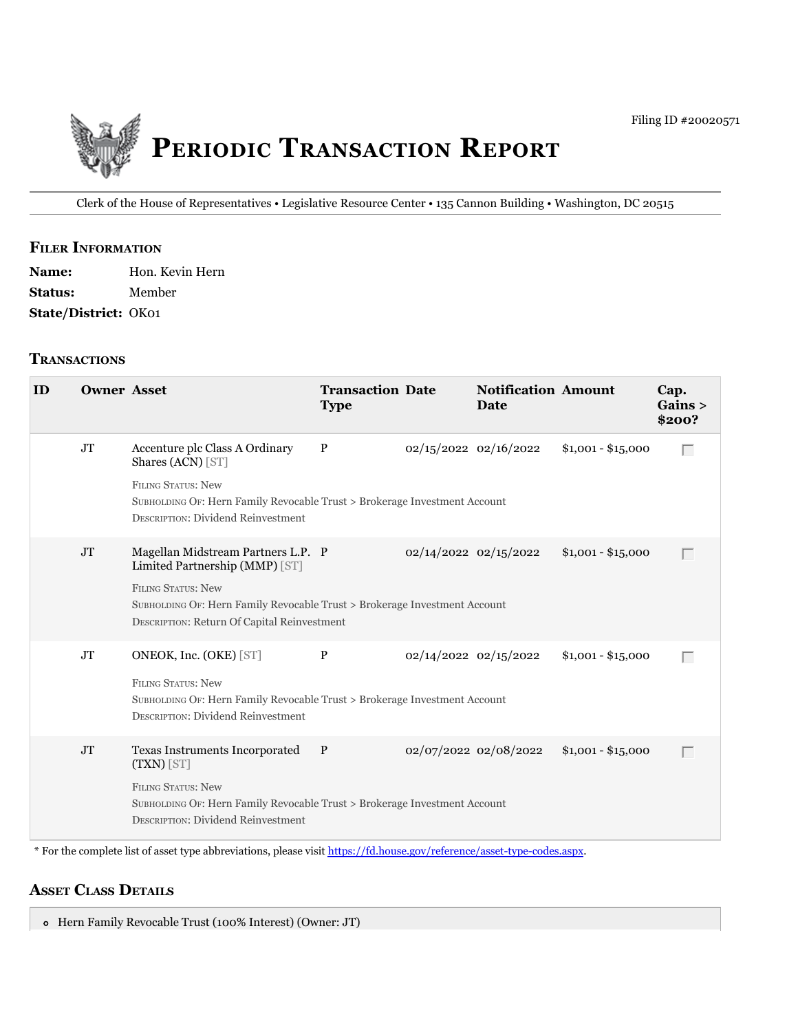Filing ID #20020571

# Periodic Transaction Report

Clerk of the House of Representatives • Legislative Resource Center • 135 Cannon Building • Washington, DC 20515

## Filer Information

**Name:** Hon. Kevin Hern

**Status:** Member

**State/District:** OK01

## Transactions

| ID | Owner | Asset | Transaction Type | Date | Notification Date | Amount | Cap. Gains > $200? |
|---|---|---|---|---|---|---|---|
| | JT | Accenture plc Class A Ordinary Shares (ACN) [ST]<br>Filing Status: New<br>Subholding Of: Hern Family Revocable Trust > Brokerage Investment Account<br>Description: Dividend Reinvestment | P | 02/15/2022 | 02/16/2022 | $1,001 - $15,000 | ☐ |
| | JT | Magellan Midstream Partners L.P. Limited Partnership (MMP) [ST]<br>Filing Status: New<br>Subholding Of: Hern Family Revocable Trust > Brokerage Investment Account<br>Description: Return Of Capital Reinvestment | P | 02/14/2022 | 02/15/2022 | $1,001 - $15,000 | ☐ |
| | JT | ONEOK, Inc. (OKE) [ST]<br>Filing Status: New<br>Subholding Of: Hern Family Revocable Trust > Brokerage Investment Account<br>Description: Dividend Reinvestment | P | 02/14/2022 | 02/15/2022 | $1,001 - $15,000 | ☐ |
| | JT | Texas Instruments Incorporated (TXN) [ST]<br>Filing Status: New<br>Subholding Of: Hern Family Revocable Trust > Brokerage Investment Account<br>Description: Dividend Reinvestment | P | 02/07/2022 | 02/08/2022 | $1,001 - $15,000 | ☐ |

* For the complete list of asset type abbreviations, please visit https://fd.house.gov/reference/asset-type-codes.aspx.

## Asset Class Details

- Hern Family Revocable Trust (100% Interest) (Owner: JT)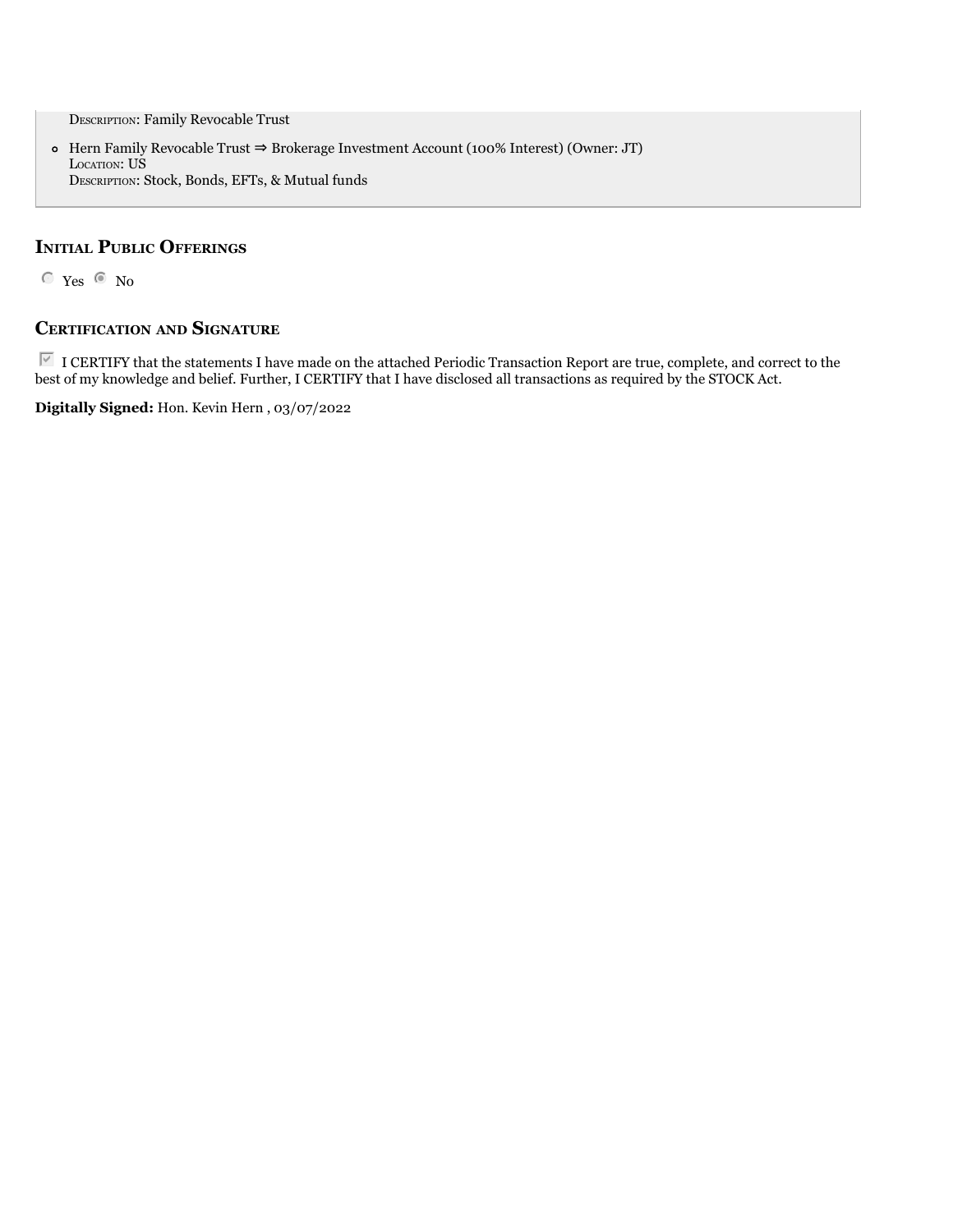Description: Family Revocable Trust

- Hern Family Revocable Trust ⇒ Brokerage Investment Account (100% Interest) (Owner: JT)
  Location: US
  Description: Stock, Bonds, EFTs, & Mutual funds

## Initial Public Offerings

○ Yes ◉ No

## Certification and Signature

☑ I CERTIFY that the statements I have made on the attached Periodic Transaction Report are true, complete, and correct to the best of my knowledge and belief. Further, I CERTIFY that I have disclosed all transactions as required by the STOCK Act.

**Digitally Signed:** Hon. Kevin Hern , 03/07/2022